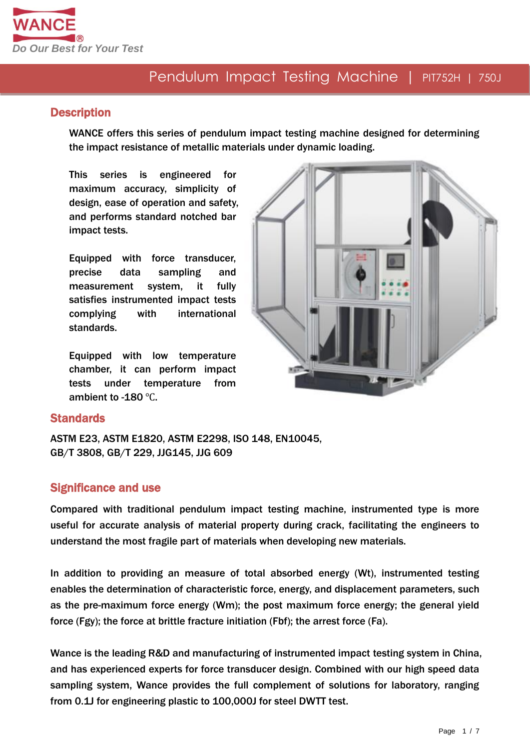WANCE®

*Do Our Best for Your Test*

# Pendulum Impact Testing Machine | PIT752H | 750J

## Description

WANCE offers this series of pendulum impact testing machine designed for determining the impact resistance of metallic materials under dynamic loading.

This series is engineered for maximum accuracy, simplicity of design, ease of operation and safety, and performs standard notched bar impact tests.

Equipped with force transducer, precise data sampling and measurement system, it fully satisfies instrumented impact tests complying with international standards.

Equipped with low temperature chamber, it can perform impact tests under temperature from ambient to -180 ℃.

## Standards

ASTM E23, ASTM E1820, ASTM E2298, ISO 148, EN10045, GB/T 3808, GB/T 229, JJG145, JJG 609

## Significance and use

Compared with traditional pendulum impact testing machine, instrumented type is more useful for accurate analysis of material property during crack, facilitating the engineers to understand the most fragile part of materials when developing new materials.

In addition to providing an measure of total absorbed energy (Wt), instrumented testing enables the determination of characteristic force, energy, and displacement parameters, such as the pre-maximum force energy (Wm); the post maximum force energy; the general yield force (Fgy); the force at brittle fracture initiation (Fbf); the arrest force (Fa).

Wance is the leading R&D and manufacturing of instrumented impact testing system in China, and has experienced experts for force transducer design. Combined with our high speed data sampling system, Wance provides the full complement of solutions for laboratory, ranging from 0.1J for engineering plastic to 100,000J for steel DWTT test.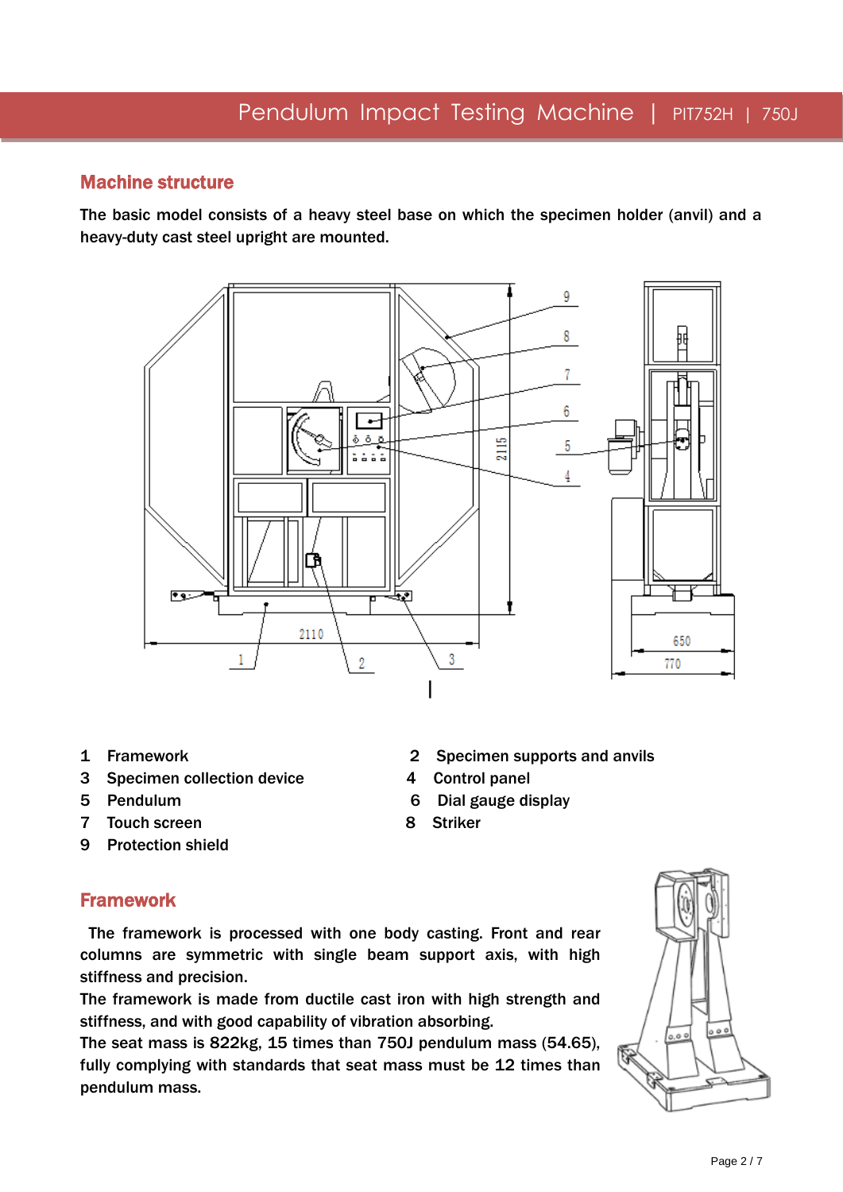## Machine structure

The basic model consists of a heavy steel base on which the specimen holder (anvil) and a heavy-duty cast steel upright are mounted.

1 Framework
2 Specimen supports and anvils
3 Specimen collection device
4 Control panel
5 Pendulum
6 Dial gauge display
7 Touch screen
8 Striker
9 Protection shield

## Framework

The framework is processed with one body casting. Front and rear columns are symmetric with single beam support axis, with high stiffness and precision.

The framework is made from ductile cast iron with high strength and stiffness, and with good capability of vibration absorbing.

The seat mass is 822kg, 15 times than 750J pendulum mass (54.65), fully complying with standards that seat mass must be 12 times than pendulum mass.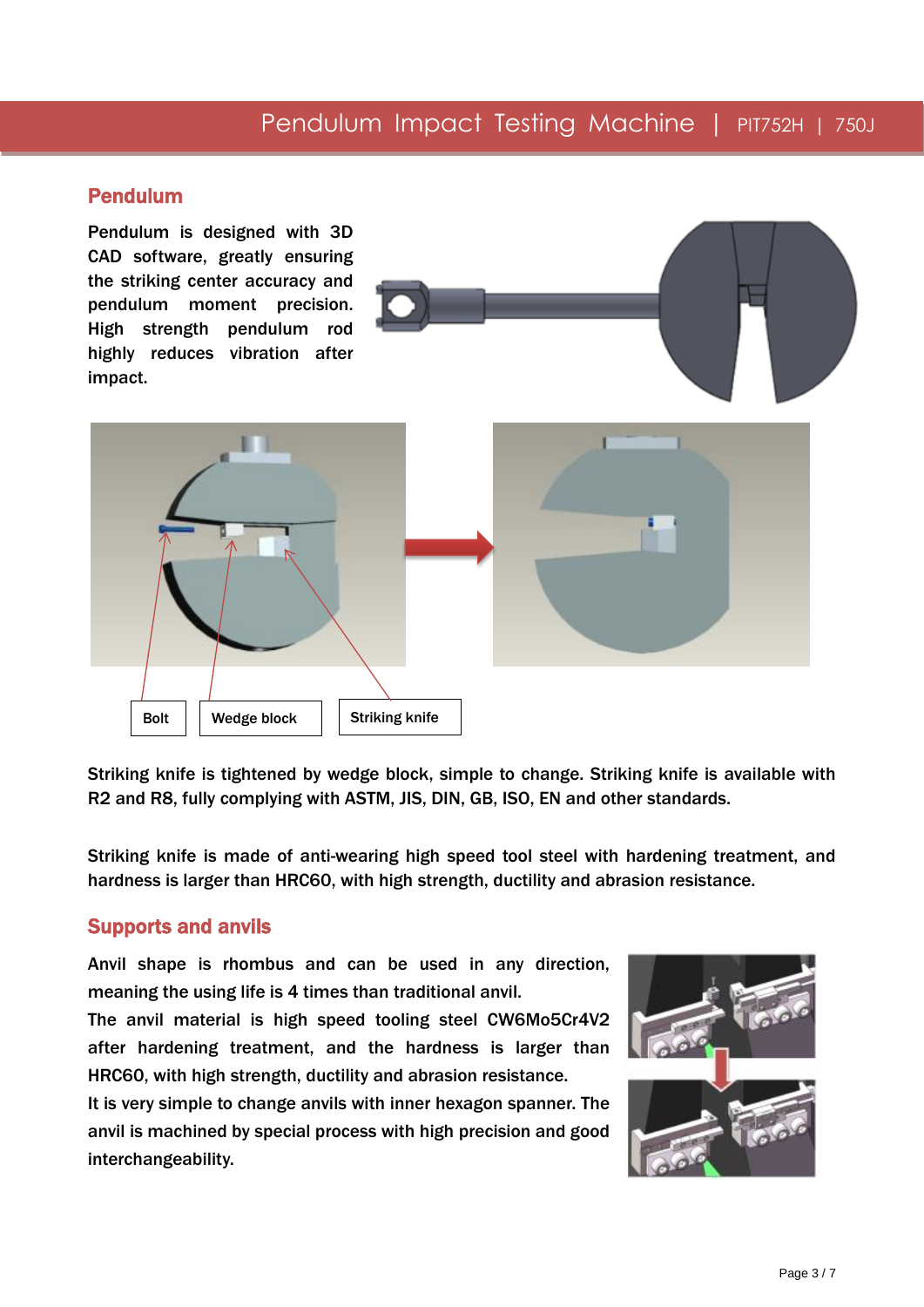## Pendulum

Pendulum is designed with 3D CAD software, greatly ensuring the striking center accuracy and pendulum moment precision. High strength pendulum rod highly reduces vibration after impact.

Bolt | Wedge block | Striking knife

Striking knife is tightened by wedge block, simple to change. Striking knife is available with R2 and R8, fully complying with ASTM, JIS, DIN, GB, ISO, EN and other standards.

Striking knife is made of anti-wearing high speed tool steel with hardening treatment, and hardness is larger than HRC60, with high strength, ductility and abrasion resistance.

## Supports and anvils

Anvil shape is rhombus and can be used in any direction, meaning the using life is 4 times than traditional anvil.

The anvil material is high speed tooling steel CW6Mo5Cr4V2 after hardening treatment, and the hardness is larger than HRC60, with high strength, ductility and abrasion resistance.

It is very simple to change anvils with inner hexagon spanner. The anvil is machined by special process with high precision and good interchangeability.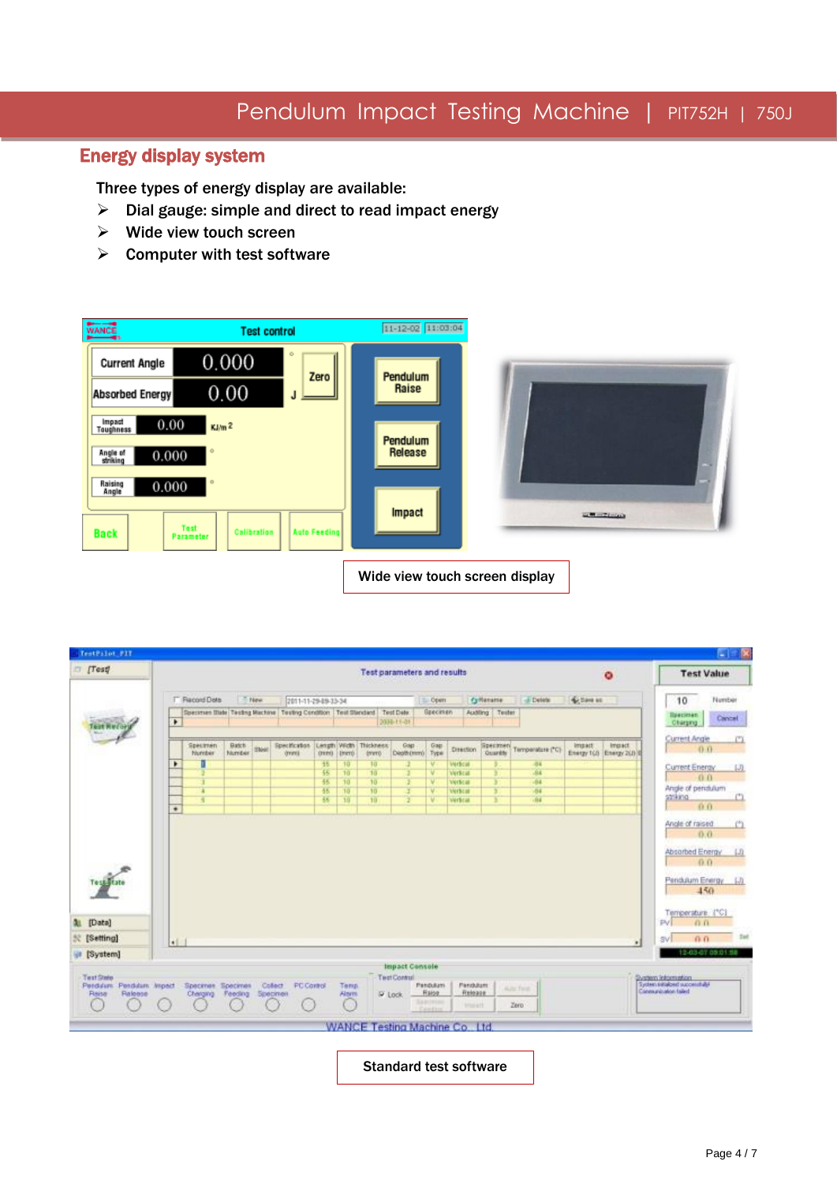## Energy display system

Three types of energy display are available:

- Dial gauge: simple and direct to read impact energy
- Wide view touch screen
- Computer with test software

Wide view touch screen display

Standard test software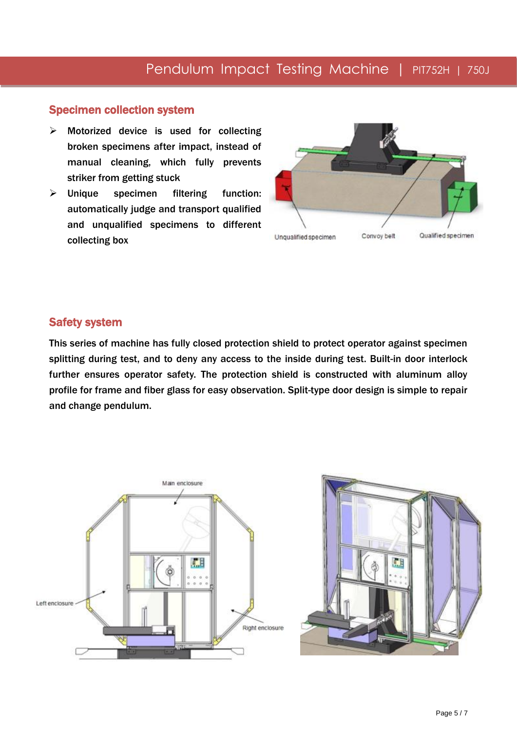## Specimen collection system

- Motorized device is used for collecting broken specimens after impact, instead of manual cleaning, which fully prevents striker from getting stuck
- Unique specimen filtering function: automatically judge and transport qualified and unqualified specimens to different collecting box

Unqualified specimen Convoy belt Qualified specimen

## Safety system

This series of machine has fully closed protection shield to protect operator against specimen splitting during test, and to deny any access to the inside during test. Built-in door interlock further ensures operator safety. The protection shield is constructed with aluminum alloy profile for frame and fiber glass for easy observation. Split-type door design is simple to repair and change pendulum.

Main enclosure

Left enclosure

Right enclosure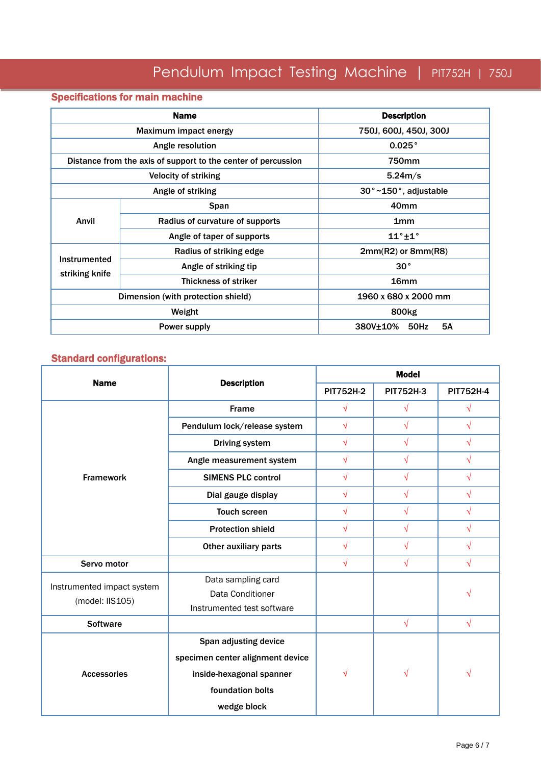# Pendulum Impact Testing Machine | PIT752H | 750J

## Specifications for main machine

| Name | | Description |
|---|---|---|
| Maximum impact energy | | 750J, 600J, 450J, 300J |
| Angle resolution | | 0.025° |
| Distance from the axis of support to the center of percussion | | 750mm |
| Velocity of striking | | 5.24m/s |
| Angle of striking | | 30°~150°, adjustable |
| Anvil | Span | 40mm |
| | Radius of curvature of supports | 1mm |
| | Angle of taper of supports | 11°±1° |
| Instrumented striking knife | Radius of striking edge | 2mm(R2) or 8mm(R8) |
| | Angle of striking tip | 30° |
| | Thickness of striker | 16mm |
| Dimension (with protection shield) | | 1960 x 680 x 2000 mm |
| Weight | | 800kg |
| Power supply | | 380V±10% 50Hz 5A |

## Standard configurations:

| Name | Description | Model | | |
|---|---|---|---|---|
| | | PIT752H-2 | PIT752H-3 | PIT752H-4 |
| Framework | Frame | √ | √ | √ |
| | Pendulum lock/release system | √ | √ | √ |
| | Driving system | √ | √ | √ |
| | Angle measurement system | √ | √ | √ |
| | SIMENS PLC control | √ | √ | √ |
| | Dial gauge display | √ | √ | √ |
| | Touch screen | √ | √ | √ |
| | Protection shield | √ | √ | √ |
| | Other auxiliary parts | √ | √ | √ |
| Servo motor | | √ | √ | √ |
| Instrumented impact system (model: IIS105) | Data sampling card<br>Data Conditioner<br>Instrumented test software | | | √ |
| Software | | | √ | √ |
| Accessories | Span adjusting device<br>specimen center alignment device<br>inside-hexagonal spanner<br>foundation bolts<br>wedge block | √ | √ | √ |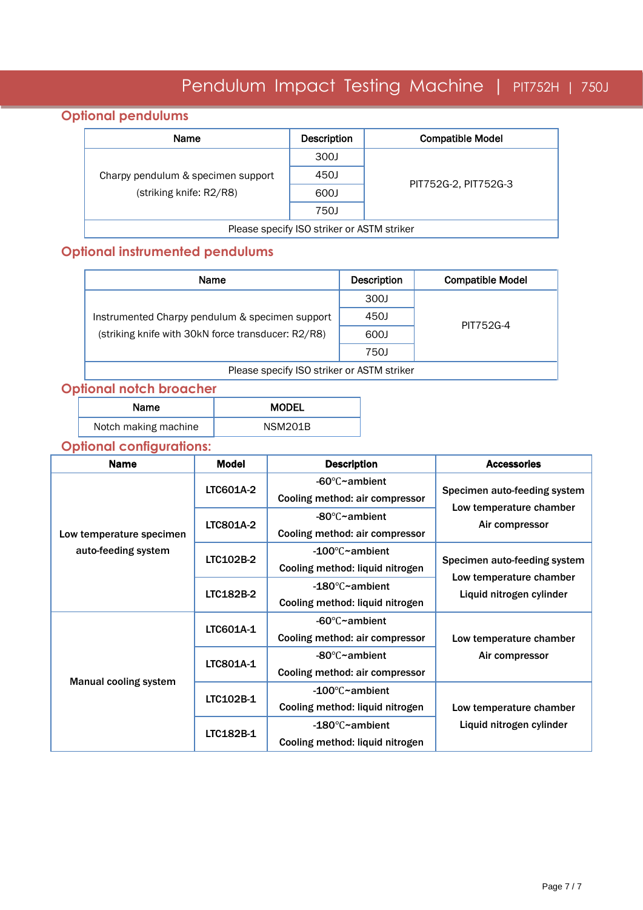## Optional pendulums

| Name | Description | Compatible Model |
|---|---|---|
| Charpy pendulum & specimen support (striking knife: R2/R8) | 300J | PIT752G-2, PIT752G-3 |
| | 450J | |
| | 600J | |
| | 750J | |
| Please specify ISO striker or ASTM striker | | |

## Optional instrumented pendulums

| Name | Description | Compatible Model |
|---|---|---|
| Instrumented Charpy pendulum & specimen support (striking knife with 30kN force transducer: R2/R8) | 300J | PIT752G-4 |
| | 450J | |
| | 600J | |
| | 750J | |
| Please specify ISO striker or ASTM striker | | |

## Optional notch broacher

| Name | MODEL |
|---|---|
| Notch making machine | NSM201B |

## Optional configurations:

| Name | Model | Description | Accessories |
|---|---|---|---|
| Low temperature specimen auto-feeding system | LTC601A-2 | -60℃~ambient<br>Cooling method: air compressor | Specimen auto-feeding system<br>Low temperature chamber<br>Air compressor |
| | LTC801A-2 | -80℃~ambient<br>Cooling method: air compressor | |
| | LTC102B-2 | -100℃~ambient<br>Cooling method: liquid nitrogen | Specimen auto-feeding system<br>Low temperature chamber<br>Liquid nitrogen cylinder |
| | LTC182B-2 | -180℃~ambient<br>Cooling method: liquid nitrogen | |
| Manual cooling system | LTC601A-1 | -60℃~ambient<br>Cooling method: air compressor | Low temperature chamber<br>Air compressor |
| | LTC801A-1 | -80℃~ambient<br>Cooling method: air compressor | |
| | LTC102B-1 | -100℃~ambient<br>Cooling method: liquid nitrogen | Low temperature chamber<br>Liquid nitrogen cylinder |
| | LTC182B-1 | -180℃~ambient<br>Cooling method: liquid nitrogen | |